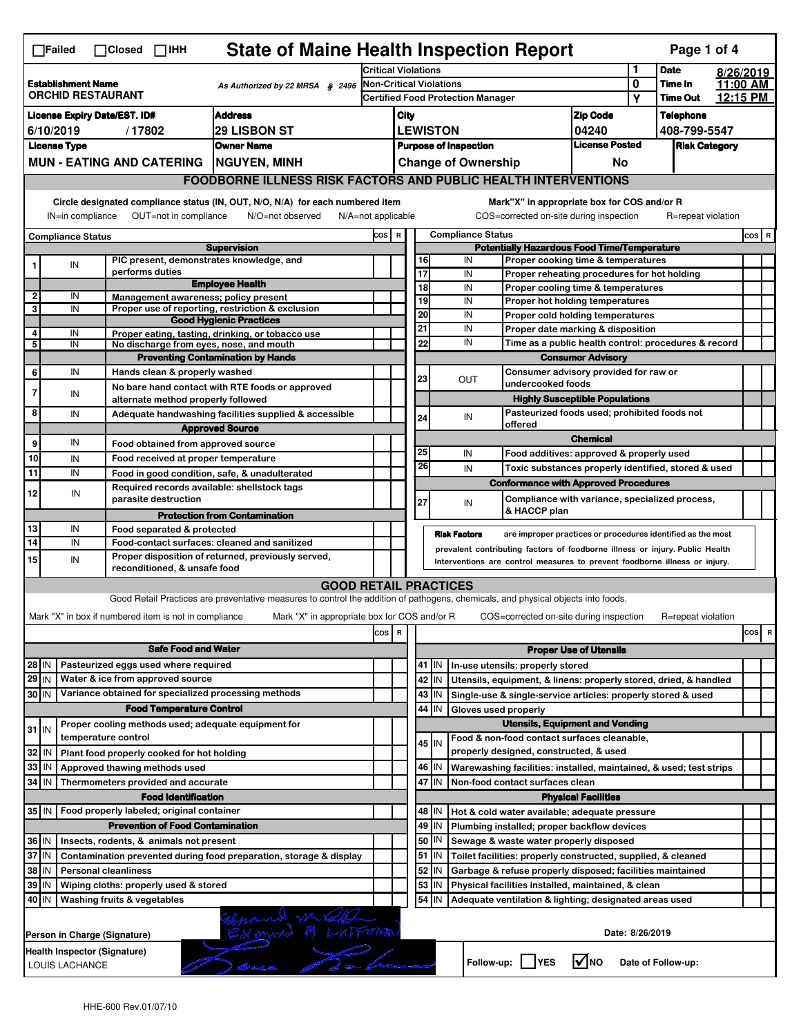# State of Maine Health Inspection Report

☐Failed ☐Closed ☐IHH

| | | | |
|---|---|---|---|
| **Establishment Name**<br>ORCHID RESTAURANT | As Authorized by 22 MRSA § 2496 | Critical Violations: 1<br>Non-Critical Violations: 0<br>Certified Food Protection Manager: Y | **Date** 8/26/2019<br>**Time In** 11:00 AM<br>**Time Out** 12:15 PM |

| License Expiry Date/EST. ID# | Address | City | Zip Code | Telephone |
|---|---|---|---|---|
| 6/10/2019 / 17802 | 29 LISBON ST | LEWISTON | 04240 | 408-799-5547 |

| License Type | Owner Name | Purpose of Inspection | License Posted | Risk Category |
|---|---|---|---|---|
| MUN - EATING AND CATERING | NGUYEN, MINH | Change of Ownership | No | |

## FOODBORNE ILLNESS RISK FACTORS AND PUBLIC HEALTH INTERVENTIONS

Circle designated compliance status (IN, OUT, N/O, N/A) for each numbered item. IN=in compliance OUT=not in compliance N/O=not observed N/A=not applicable

Mark "X" in appropriate box for COS and/or R. COS=corrected on-site during inspection R=repeat violation

| # | Compliance Status | Item | COS | R |
|---|---|---|---|---|
| | | **Supervision** | | |
| 1 | IN | PIC present, demonstrates knowledge, and performs duties | | |
| | | **Employee Health** | | |
| 2 | IN | Management awareness; policy present | | |
| 3 | IN | Proper use of reporting, restriction & exclusion | | |
| | | **Good Hygienic Practices** | | |
| 4 | IN | Proper eating, tasting, drinking, or tobacco use | | |
| 5 | IN | No discharge from eyes, nose, and mouth | | |
| | | **Preventing Contamination by Hands** | | |
| 6 | IN | Hands clean & properly washed | | |
| 7 | IN | No bare hand contact with RTE foods or approved alternate method properly followed | | |
| 8 | IN | Adequate handwashing facilities supplied & accessible | | |
| | | **Approved Source** | | |
| 9 | IN | Food obtained from approved source | | |
| 10 | IN | Food received at proper temperature | | |
| 11 | IN | Food in good condition, safe, & unadulterated | | |
| 12 | IN | Required records available: shellstock tags parasite destruction | | |
| | | **Protection from Contamination** | | |
| 13 | IN | Food separated & protected | | |
| 14 | IN | Food-contact surfaces: cleaned and sanitized | | |
| 15 | IN | Proper disposition of returned, previously served, reconditioned, & unsafe food | | |
| | | **Potentially Hazardous Food Time/Temperature** | | |
| 16 | IN | Proper cooking time & temperatures | | |
| 17 | IN | Proper reheating procedures for hot holding | | |
| 18 | IN | Proper cooling time & temperatures | | |
| 19 | IN | Proper hot holding temperatures | | |
| 20 | IN | Proper cold holding temperatures | | |
| 21 | IN | Proper date marking & disposition | | |
| 22 | IN | Time as a public health control: procedures & record | | |
| | | **Consumer Advisory** | | |
| 23 | OUT | Consumer advisory provided for raw or undercooked foods | | |
| | | **Highly Susceptible Populations** | | |
| 24 | IN | Pasteurized foods used; prohibited foods not offered | | |
| | | **Chemical** | | |
| 25 | IN | Food additives: approved & properly used | | |
| 26 | IN | Toxic substances properly identified, stored & used | | |
| | | **Conformance with Approved Procedures** | | |
| 27 | IN | Compliance with variance, specialized process, & HACCP plan | | |

**Risk Factors** are improper practices or procedures identified as the most prevalent contributing factors of foodborne illness or injury. Public Health Interventions are control measures to prevent foodborne illness or injury.

## GOOD RETAIL PRACTICES

Good Retail Practices are preventative measures to control the addition of pathogens, chemicals, and physical objects into foods.

Mark "X" in box if numbered item is not in compliance. Mark "X" in appropriate box for COS and/or R. COS=corrected on-site during inspection R=repeat violation

| # | Status | Item | COS | R |
|---|---|---|---|---|
| | | **Safe Food and Water** | | |
| 28 | IN | Pasteurized eggs used where required | | |
| 29 | IN | Water & ice from approved source | | |
| 30 | IN | Variance obtained for specialized processing methods | | |
| | | **Food Temperature Control** | | |
| 31 | IN | Proper cooling methods used; adequate equipment for temperature control | | |
| 32 | IN | Plant food properly cooked for hot holding | | |
| 33 | IN | Approved thawing methods used | | |
| 34 | IN | Thermometers provided and accurate | | |
| | | **Food Identification** | | |
| 35 | IN | Food properly labeled; original container | | |
| | | **Prevention of Food Contamination** | | |
| 36 | IN | Insects, rodents, & animals not present | | |
| 37 | IN | Contamination prevented during food preparation, storage & display | | |
| 38 | IN | Personal cleanliness | | |
| 39 | IN | Wiping cloths: properly used & stored | | |
| 40 | IN | Washing fruits & vegetables | | |
| | | **Proper Use of Utensils** | | |
| 41 | IN | In-use utensils: properly stored | | |
| 42 | IN | Utensils, equipment, & linens: properly stored, dried, & handled | | |
| 43 | IN | Single-use & single-service articles: properly stored & used | | |
| 44 | IN | Gloves used properly | | |
| | | **Utensils, Equipment and Vending** | | |
| 45 | IN | Food & non-food contact surfaces cleanable, properly designed, constructed, & used | | |
| 46 | IN | Warewashing facilities: installed, maintained, & used; test strips | | |
| 47 | IN | Non-food contact surfaces clean | | |
| | | **Physical Facilities** | | |
| 48 | IN | Hot & cold water available; adequate pressure | | |
| 49 | IN | Plumbing installed; proper backflow devices | | |
| 50 | IN | Sewage & waste water properly disposed | | |
| 51 | IN | Toilet facilities: properly constructed, supplied, & cleaned | | |
| 52 | IN | Garbage & refuse properly disposed; facilities maintained | | |
| 53 | IN | Physical facilities installed, maintained, & clean | | |
| 54 | IN | Adequate ventilation & lighting; designated areas used | | |

Person in Charge (Signature): Edmund M Laffran

Date: 8/26/2019

Health Inspector (Signature): LOUIS LACHANCE

Follow-up: ☐ YES ☑ NO Date of Follow-up:

HHE-600 Rev.01/07/10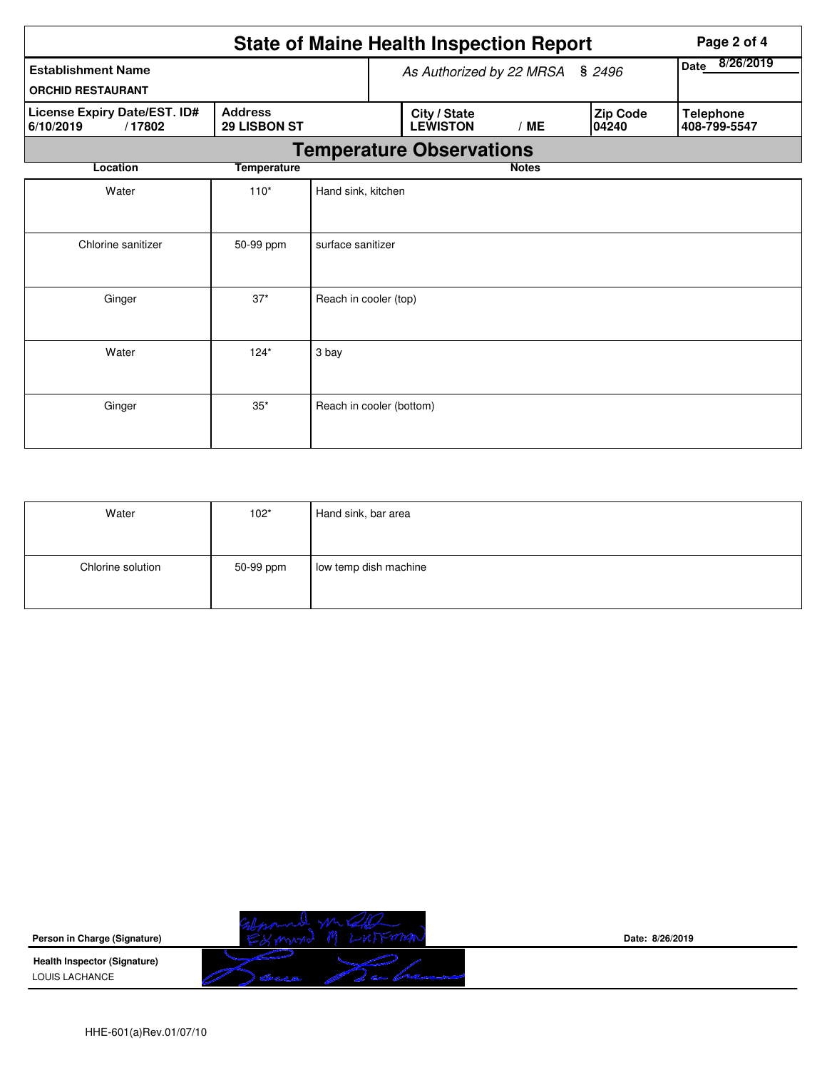# State of Maine Health Inspection Report

| Establishment Name | As Authorized by 22 MRSA § 2496 | Date 8/26/2019 |
|---|---|---|
| ORCHID RESTAURANT | | |

| License Expiry Date/EST. ID# | Address | City / State | Zip Code | Telephone |
|---|---|---|---|---|
| 6/10/2019 / 17802 | 29 LISBON ST | LEWISTON / ME | 04240 | 408-799-5547 |

## Temperature Observations

| Location | Temperature | Notes |
|---|---|---|
| Water | 110* | Hand sink, kitchen |
| Chlorine sanitizer | 50-99 ppm | surface sanitizer |
| Ginger | 37* | Reach in cooler (top) |
| Water | 124* | 3 bay |
| Ginger | 35* | Reach in cooler (bottom) |
| Water | 102* | Hand sink, bar area |
| Chlorine solution | 50-99 ppm | low temp dish machine |

**Person in Charge (Signature)** Edmund M Laffran

**Date:** 8/26/2019

**Health Inspector (Signature)**
LOUIS LACHANCE

HHE-601(a)Rev.01/07/10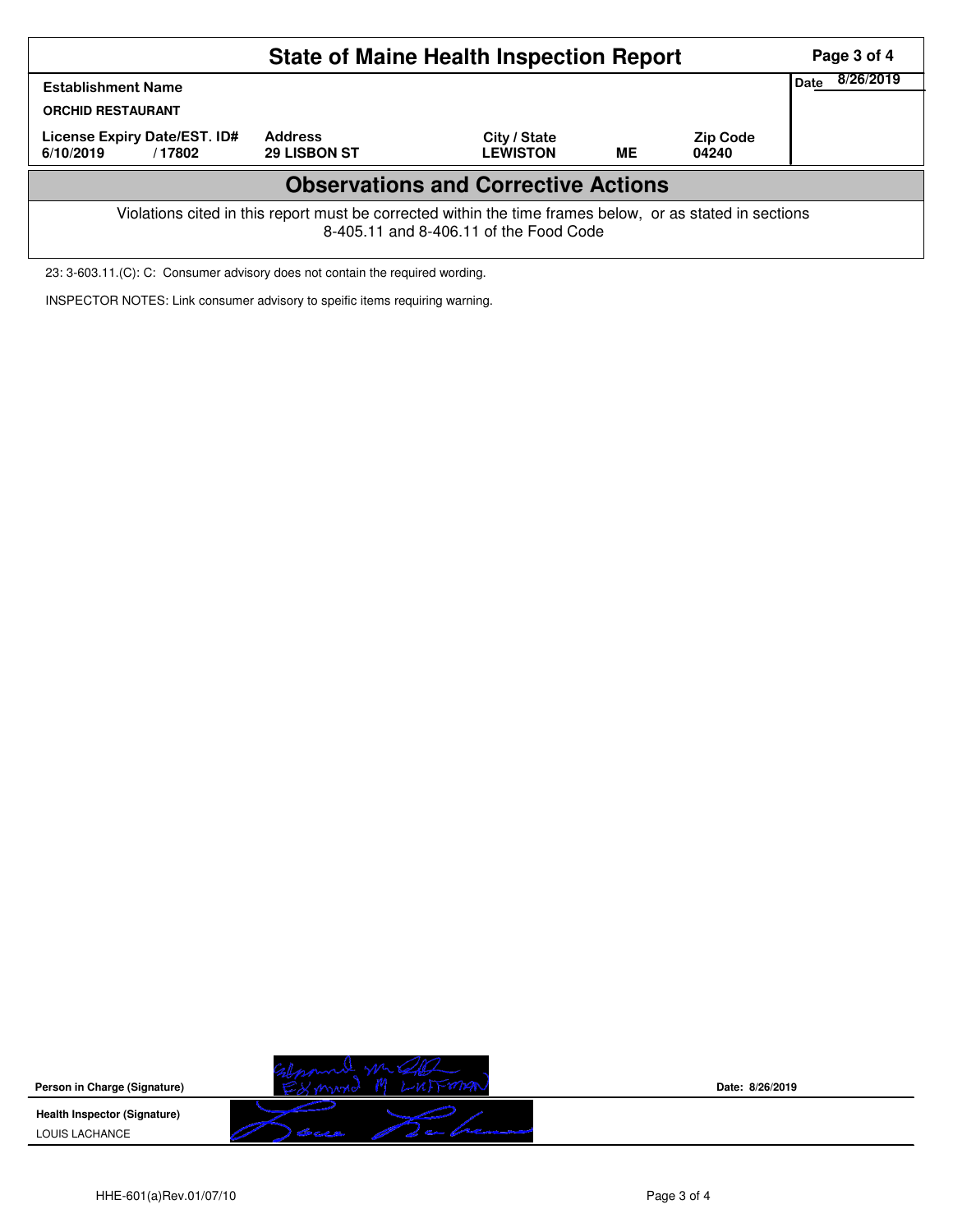# State of Maine Health Inspection Report

| Establishment Name | | | | | Date 8/26/2019 |
|---|---|---|---|---|---|
| ORCHID RESTAURANT | | | | | |
| License Expiry Date/EST. ID# | | Address | City / State | | Zip Code |
| 6/10/2019 | / 17802 | 29 LISBON ST | LEWISTON | ME | 04240 |

## Observations and Corrective Actions

Violations cited in this report must be corrected within the time frames below, or as stated in sections 8-405.11 and 8-406.11 of the Food Code

23: 3-603.11.(C): C: Consumer advisory does not contain the required wording.

INSPECTOR NOTES: Link consumer advisory to speific items requiring warning.

**Person in Charge (Signature)** EXMAND M LUFFMAN

Date: 8/26/2019

**Health Inspector (Signature)**

LOUIS LACHANCE

HHE-601(a)Rev.01/07/10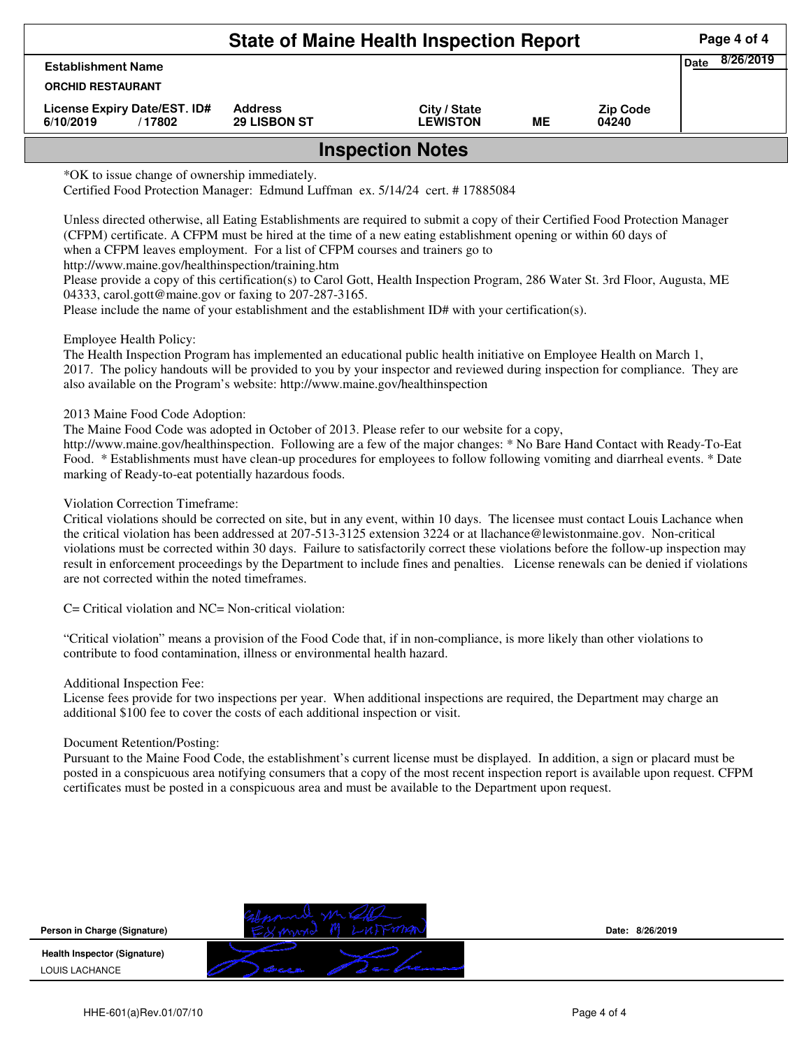# State of Maine Health Inspection Report

| | | | | | |
|---|---|---|---|---|---|
| **Establishment Name** | | | | | **Date** 8/26/2019 |
| **ORCHID RESTAURANT** | | | | | |
| **License Expiry Date/EST. ID#** 6/10/2019 / 17802 | **Address** 29 LISBON ST | **City / State** LEWISTON | ME | **Zip Code** 04240 | |

## Inspection Notes

*OK to issue change of ownership immediately.
Certified Food Protection Manager: Edmund Luffman ex. 5/14/24 cert. # 17885084

Unless directed otherwise, all Eating Establishments are required to submit a copy of their Certified Food Protection Manager (CFPM) certificate. A CFPM must be hired at the time of a new eating establishment opening or within 60 days of when a CFPM leaves employment. For a list of CFPM courses and trainers go to http://www.maine.gov/healthinspection/training.htm
Please provide a copy of this certification(s) to Carol Gott, Health Inspection Program, 286 Water St. 3rd Floor, Augusta, ME 04333, carol.gott@maine.gov or faxing to 207-287-3165.
Please include the name of your establishment and the establishment ID# with your certification(s).

Employee Health Policy:
The Health Inspection Program has implemented an educational public health initiative on Employee Health on March 1, 2017. The policy handouts will be provided to you by your inspector and reviewed during inspection for compliance. They are also available on the Program's website: http://www.maine.gov/healthinspection

2013 Maine Food Code Adoption:
The Maine Food Code was adopted in October of 2013. Please refer to our website for a copy, http://www.maine.gov/healthinspection. Following are a few of the major changes: * No Bare Hand Contact with Ready-To-Eat Food. * Establishments must have clean-up procedures for employees to follow following vomiting and diarrheal events. * Date marking of Ready-to-eat potentially hazardous foods.

Violation Correction Timeframe:
Critical violations should be corrected on site, but in any event, within 10 days. The licensee must contact Louis Lachance when the critical violation has been addressed at 207-513-3125 extension 3224 or at llachance@lewistonmaine.gov. Non-critical violations must be corrected within 30 days. Failure to satisfactorily correct these violations before the follow-up inspection may result in enforcement proceedings by the Department to include fines and penalties. License renewals can be denied if violations are not corrected within the noted timeframes.

C= Critical violation and NC= Non-critical violation:

"Critical violation" means a provision of the Food Code that, if in non-compliance, is more likely than other violations to contribute to food contamination, illness or environmental health hazard.

Additional Inspection Fee:
License fees provide for two inspections per year. When additional inspections are required, the Department may charge an additional $100 fee to cover the costs of each additional inspection or visit.

Document Retention/Posting:
Pursuant to the Maine Food Code, the establishment's current license must be displayed. In addition, a sign or placard must be posted in a conspicuous area notifying consumers that a copy of the most recent inspection report is available upon request. CFPM certificates must be posted in a conspicuous area and must be available to the Department upon request.

| | | |
|---|---|---|
| **Person in Charge (Signature)** | Edmund M Luffman | **Date:** 8/26/2019 |
| **Health Inspector (Signature)** LOUIS LACHANCE | | |

HHE-601(a)Rev.01/07/10